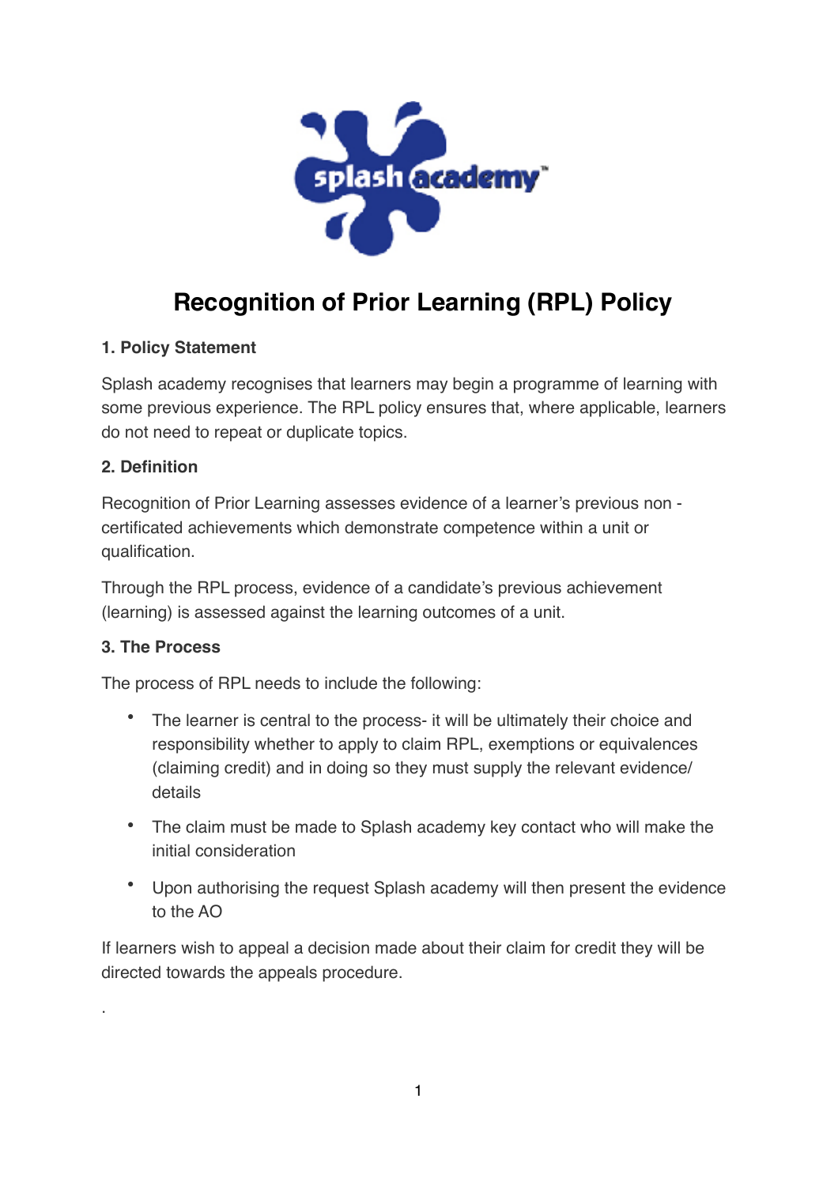# Recognition of Prior Learning (RPL) Policy

### 1. Policy Statement

Splash academy recognises that learners may begin a programme of learning with some previous experience. The RPL policy ensures that, where applicable, learners do not need to repeat or duplicate topics.

### 2. Definition

Recognition of Prior Learning assesses evidence of a learner's previous non - certificated achievements which demonstrate competence within a unit or qualification.

Through the RPL process, evidence of a candidate's previous achievement (learning) is assessed against the learning outcomes of a unit.

### 3. The Process

The process of RPL needs to include the following:

- The learner is central to the process- it will be ultimately their choice and responsibility whether to apply to claim RPL, exemptions or equivalences (claiming credit) and in doing so they must supply the relevant evidence/ details
- The claim must be made to Splash academy key contact who will make the initial consideration
- Upon authorising the request Splash academy will then present the evidence to the AO

If learners wish to appeal a decision made about their claim for credit they will be directed towards the appeals procedure.

.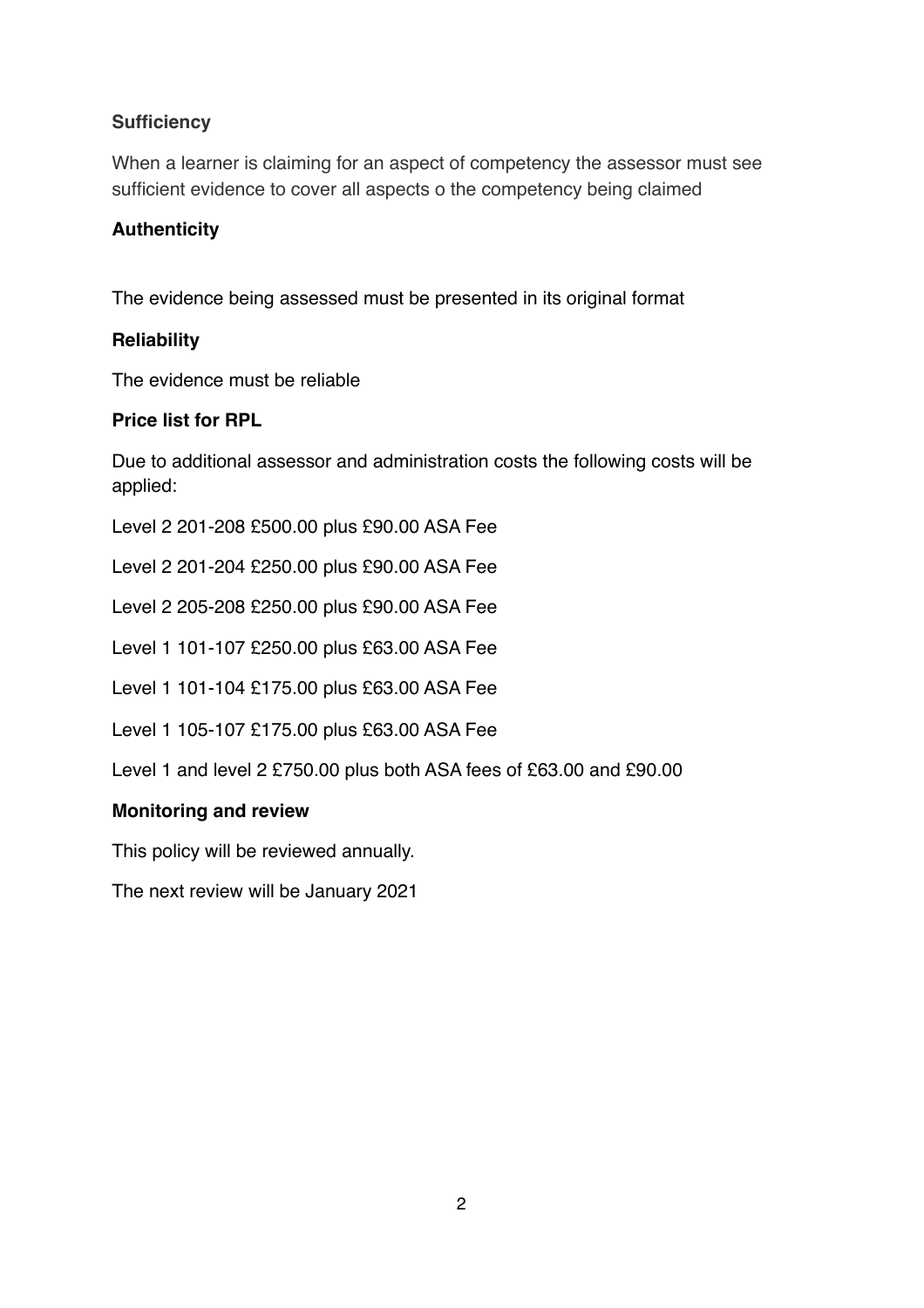**Sufficiency**

When a learner is claiming for an aspect of competency the assessor must see sufficient evidence to cover all aspects o the competency being claimed

**Authenticity**

The evidence being assessed must be presented in its original format

**Reliability**

The evidence must be reliable

**Price list for RPL**

Due to additional assessor and administration costs the following costs will be applied:

Level 2 201-208 £500.00 plus £90.00 ASA Fee

Level 2 201-204 £250.00 plus £90.00 ASA Fee

Level 2 205-208 £250.00 plus £90.00 ASA Fee

Level 1 101-107 £250.00 plus £63.00 ASA Fee

Level 1 101-104 £175.00 plus £63.00 ASA Fee

Level 1 105-107 £175.00 plus £63.00 ASA Fee

Level 1 and level 2 £750.00 plus both ASA fees of £63.00 and £90.00

**Monitoring and review**

This policy will be reviewed annually.

The next review will be January 2021